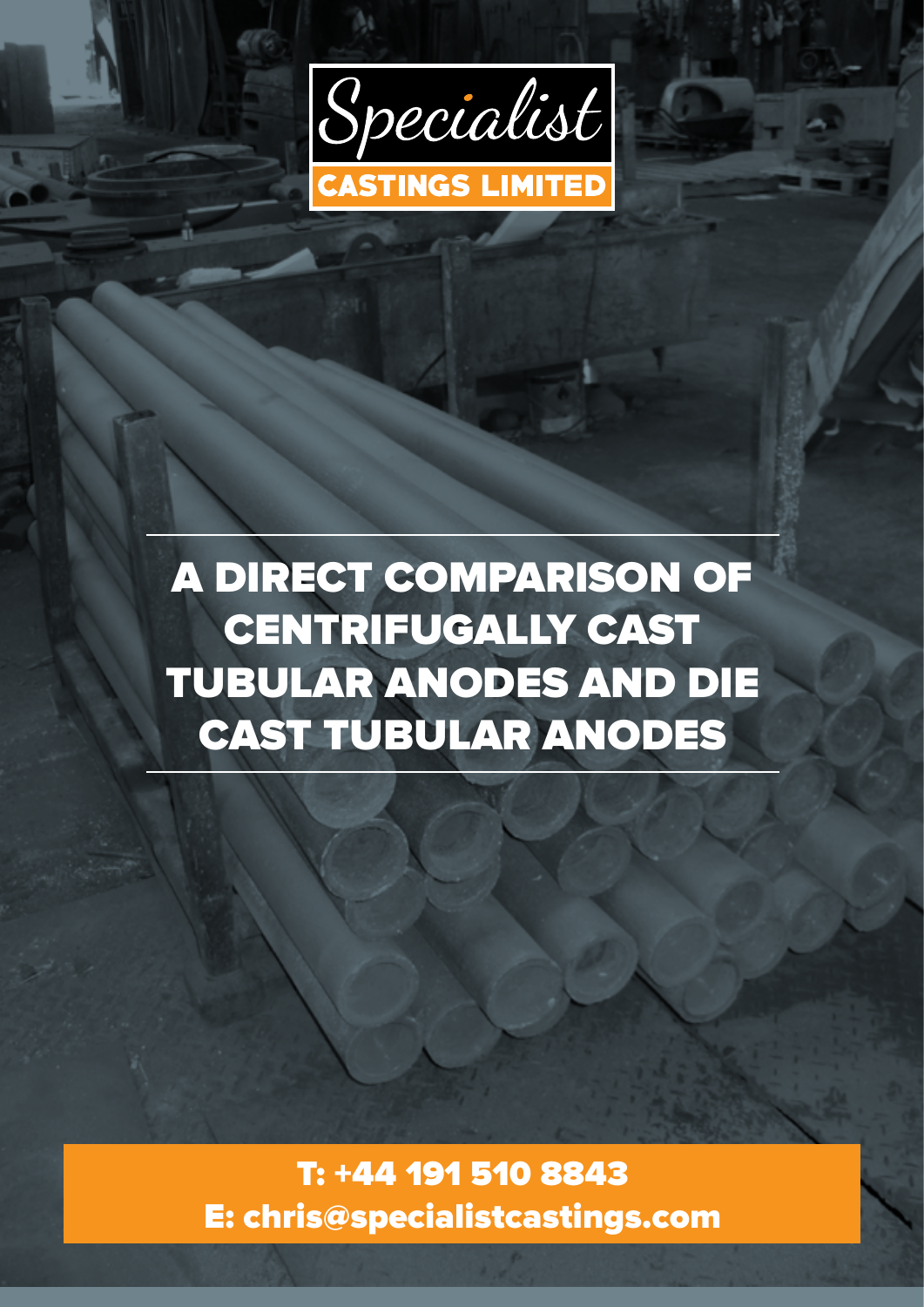Specialist

CASTINGS LIMITED

# A DIRECT COMPARISON OF CENTRIFUGALLY CAST TUBULAR ANODES AND DIE CAST TUBULAR ANODES

**T: +44 191 510 8843**

**E: chris@specialistcastings.com**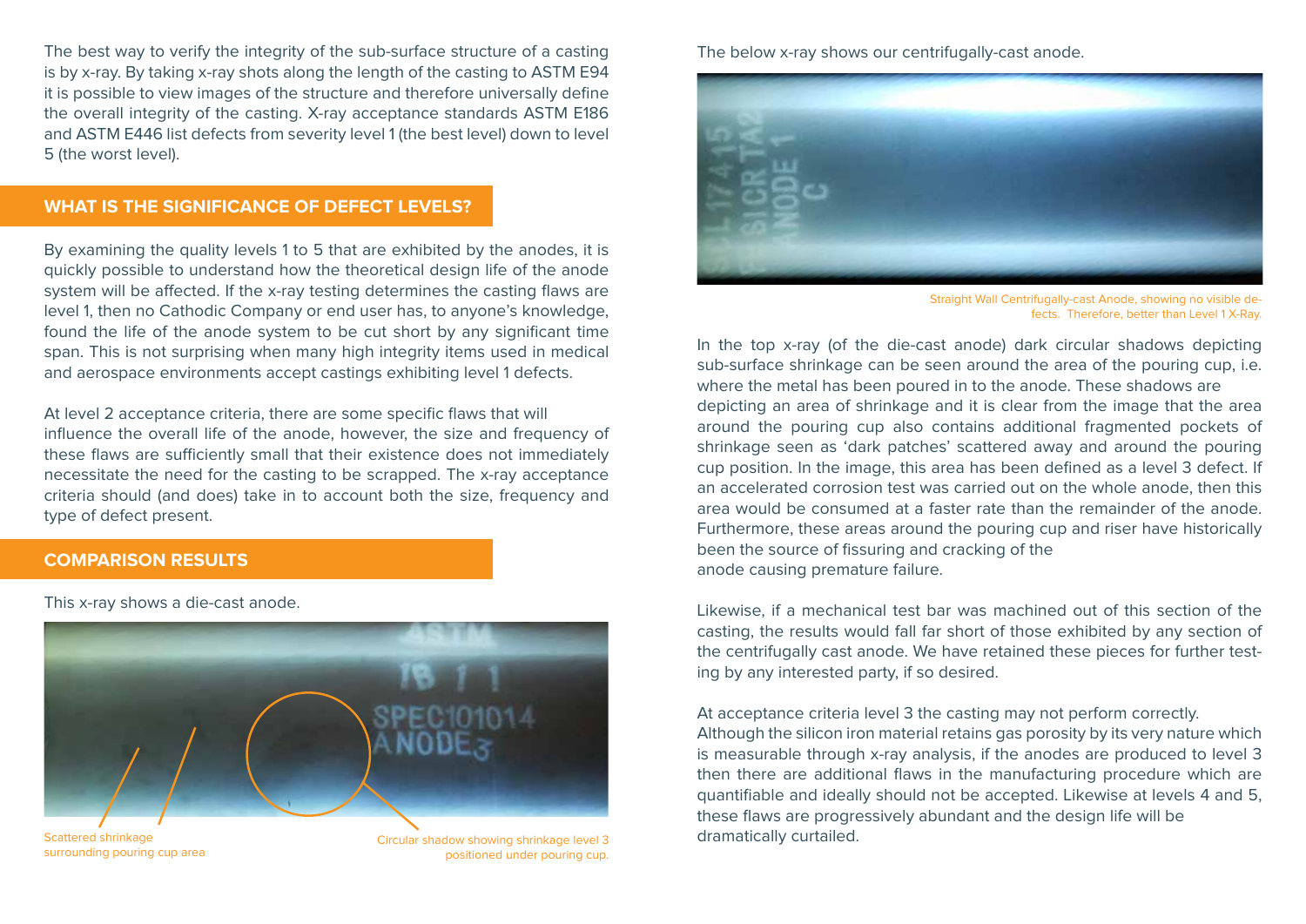The best way to verify the integrity of the sub-surface structure of a casting is by x-ray. By taking x-ray shots along the length of the casting to ASTM E94 it is possible to view images of the structure and therefore universally define the overall integrity of the casting. X-ray acceptance standards ASTM E186 and ASTM E446 list defects from severity level 1 (the best level) down to level 5 (the worst level).

## WHAT IS THE SIGNIFICANCE OF DEFECT LEVELS?

By examining the quality levels 1 to 5 that are exhibited by the anodes, it is quickly possible to understand how the theoretical design life of the anode system will be affected. If the x-ray testing determines the casting flaws are level 1, then no Cathodic Company or end user has, to anyone's knowledge, found the life of the anode system to be cut short by any significant time span. This is not surprising when many high integrity items used in medical and aerospace environments accept castings exhibiting level 1 defects.

At level 2 acceptance criteria, there are some specific flaws that will influence the overall life of the anode, however, the size and frequency of these flaws are sufficiently small that their existence does not immediately necessitate the need for the casting to be scrapped. The x-ray acceptance criteria should (and does) take in to account both the size, frequency and type of defect present.

## COMPARISON RESULTS

This x-ray shows a die-cast anode.

Scattered shrinkage surrounding pouring cup area

Circular shadow showing shrinkage level 3 positioned under pouring cup.

The below x-ray shows our centrifugally-cast anode.

Straight Wall Centrifugally-cast Anode, showing no visible defects. Therefore, better than Level 1 X-Ray.

In the top x-ray (of the die-cast anode) dark circular shadows depicting sub-surface shrinkage can be seen around the area of the pouring cup, i.e. where the metal has been poured in to the anode. These shadows are depicting an area of shrinkage and it is clear from the image that the area around the pouring cup also contains additional fragmented pockets of shrinkage seen as 'dark patches' scattered away and around the pouring cup position. In the image, this area has been defined as a level 3 defect. If an accelerated corrosion test was carried out on the whole anode, then this area would be consumed at a faster rate than the remainder of the anode. Furthermore, these areas around the pouring cup and riser have historically been the source of fissuring and cracking of the anode causing premature failure.

Likewise, if a mechanical test bar was machined out of this section of the casting, the results would fall far short of those exhibited by any section of the centrifugally cast anode. We have retained these pieces for further testing by any interested party, if so desired.

At acceptance criteria level 3 the casting may not perform correctly. Although the silicon iron material retains gas porosity by its very nature which is measurable through x-ray analysis, if the anodes are produced to level 3 then there are additional flaws in the manufacturing procedure which are quantifiable and ideally should not be accepted. Likewise at levels 4 and 5, these flaws are progressively abundant and the design life will be dramatically curtailed.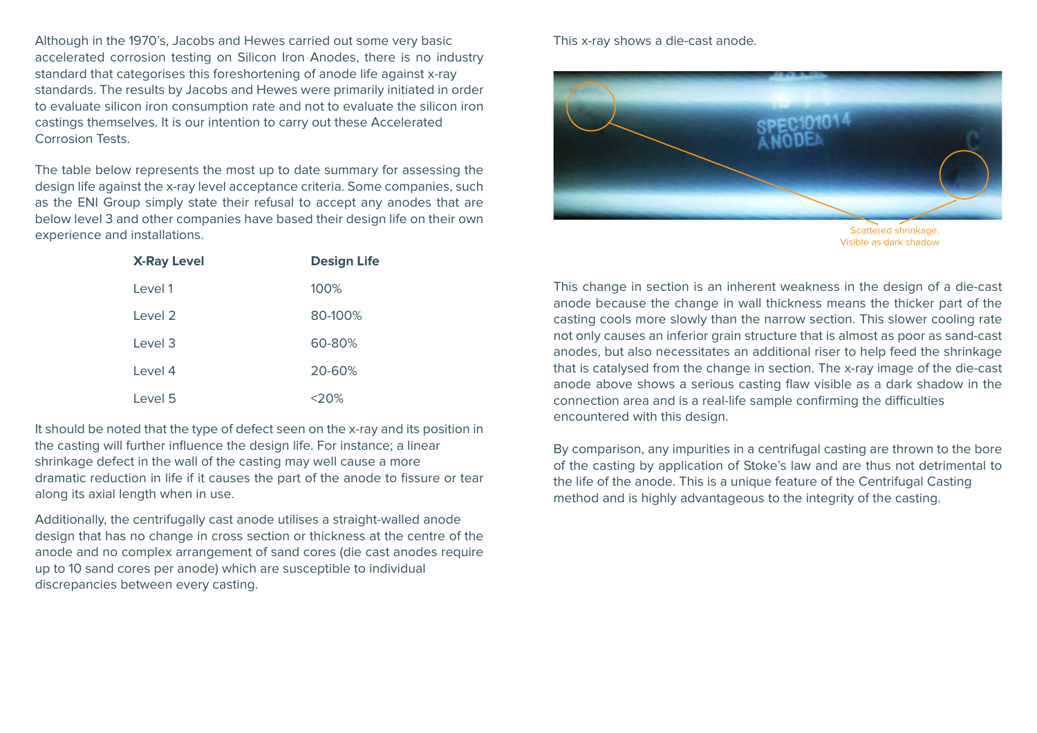Although in the 1970's, Jacobs and Hewes carried out some very basic accelerated corrosion testing on Silicon Iron Anodes, there is no industry standard that categorises this foreshortening of anode life against x-ray standards. The results by Jacobs and Hewes were primarily initiated in order to evaluate silicon iron consumption rate and not to evaluate the silicon iron castings themselves. It is our intention to carry out these Accelerated Corrosion Tests.

The table below represents the most up to date summary for assessing the design life against the x-ray level acceptance criteria. Some companies, such as the ENI Group simply state their refusal to accept any anodes that are below level 3 and other companies have based their design life on their own experience and installations.

| X-Ray Level | Design Life |
|---|---|
| Level 1 | 100% |
| Level 2 | 80-100% |
| Level 3 | 60-80% |
| Level 4 | 20-60% |
| Level 5 | <20% |

It should be noted that the type of defect seen on the x-ray and its position in the casting will further influence the design life. For instance; a linear shrinkage defect in the wall of the casting may well cause a more dramatic reduction in life if it causes the part of the anode to fissure or tear along its axial length when in use.

Additionally, the centrifugally cast anode utilises a straight-walled anode design that has no change in cross section or thickness at the centre of the anode and no complex arrangement of sand cores (die cast anodes require up to 10 sand cores per anode) which are susceptible to individual discrepancies between every casting.

This x-ray shows a die-cast anode.

Scattered shrinkage. Visible as dark shadow

This change in section is an inherent weakness in the design of a die-cast anode because the change in wall thickness means the thicker part of the casting cools more slowly than the narrow section. This slower cooling rate not only causes an inferior grain structure that is almost as poor as sand-cast anodes, but also necessitates an additional riser to help feed the shrinkage that is catalysed from the change in section. The x-ray image of the die-cast anode above shows a serious casting flaw visible as a dark shadow in the connection area and is a real-life sample confirming the difficulties encountered with this design.

By comparison, any impurities in a centrifugal casting are thrown to the bore of the casting by application of Stoke's law and are thus not detrimental to the life of the anode. This is a unique feature of the Centrifugal Casting method and is highly advantageous to the integrity of the casting.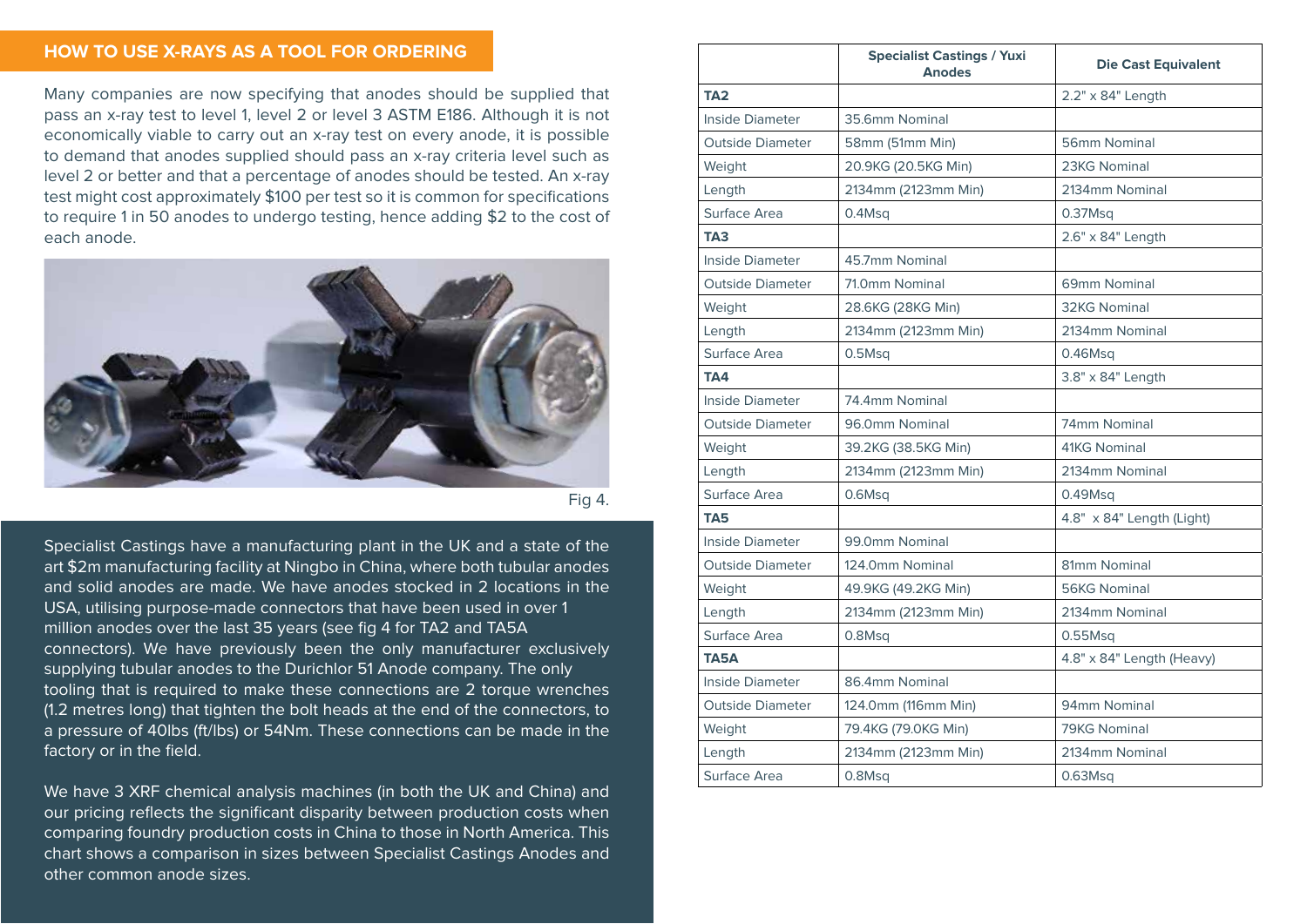## HOW TO USE X-RAYS AS A TOOL FOR ORDERING

Many companies are now specifying that anodes should be supplied that pass an x-ray test to level 1, level 2 or level 3 ASTM E186. Although it is not economically viable to carry out an x-ray test on every anode, it is possible to demand that anodes supplied should pass an x-ray criteria level such as level 2 or better and that a percentage of anodes should be tested. An x-ray test might cost approximately $100 per test so it is common for specifications to require 1 in 50 anodes to undergo testing, hence adding $2 to the cost of each anode.

Fig 4.

Specialist Castings have a manufacturing plant in the UK and a state of the art $2m manufacturing facility at Ningbo in China, where both tubular anodes and solid anodes are made. We have anodes stocked in 2 locations in the USA, utilising purpose-made connectors that have been used in over 1 million anodes over the last 35 years (see fig 4 for TA2 and TA5A connectors). We have previously been the only manufacturer exclusively supplying tubular anodes to the Durichlor 51 Anode company. The only tooling that is required to make these connections are 2 torque wrenches (1.2 metres long) that tighten the bolt heads at the end of the connectors, to a pressure of 40lbs (ft/lbs) or 54Nm. These connections can be made in the factory or in the field.

We have 3 XRF chemical analysis machines (in both the UK and China) and our pricing reflects the significant disparity between production costs when comparing foundry production costs in China to those in North America. This chart shows a comparison in sizes between Specialist Castings Anodes and other common anode sizes.

| | Specialist Castings / Yuxi Anodes | Die Cast Equivalent |
|---|---|---|
| **TA2** | | 2.2" x 84" Length |
| Inside Diameter | 35.6mm Nominal | |
| Outside Diameter | 58mm (51mm Min) | 56mm Nominal |
| Weight | 20.9KG (20.5KG Min) | 23KG Nominal |
| Length | 2134mm (2123mm Min) | 2134mm Nominal |
| Surface Area | 0.4Msq | 0.37Msq |
| **TA3** | | 2.6" x 84" Length |
| Inside Diameter | 45.7mm Nominal | |
| Outside Diameter | 71.0mm Nominal | 69mm Nominal |
| Weight | 28.6KG (28KG Min) | 32KG Nominal |
| Length | 2134mm (2123mm Min) | 2134mm Nominal |
| Surface Area | 0.5Msq | 0.46Msq |
| **TA4** | | 3.8" x 84" Length |
| Inside Diameter | 74.4mm Nominal | |
| Outside Diameter | 96.0mm Nominal | 74mm Nominal |
| Weight | 39.2KG (38.5KG Min) | 41KG Nominal |
| Length | 2134mm (2123mm Min) | 2134mm Nominal |
| Surface Area | 0.6Msq | 0.49Msq |
| **TA5** | | 4.8" x 84" Length (Light) |
| Inside Diameter | 99.0mm Nominal | |
| Outside Diameter | 124.0mm Nominal | 81mm Nominal |
| Weight | 49.9KG (49.2KG Min) | 56KG Nominal |
| Length | 2134mm (2123mm Min) | 2134mm Nominal |
| Surface Area | 0.8Msq | 0.55Msq |
| **TA5A** | | 4.8" x 84" Length (Heavy) |
| Inside Diameter | 86.4mm Nominal | |
| Outside Diameter | 124.0mm (116mm Min) | 94mm Nominal |
| Weight | 79.4KG (79.0KG Min) | 79KG Nominal |
| Length | 2134mm (2123mm Min) | 2134mm Nominal |
| Surface Area | 0.8Msq | 0.63Msq |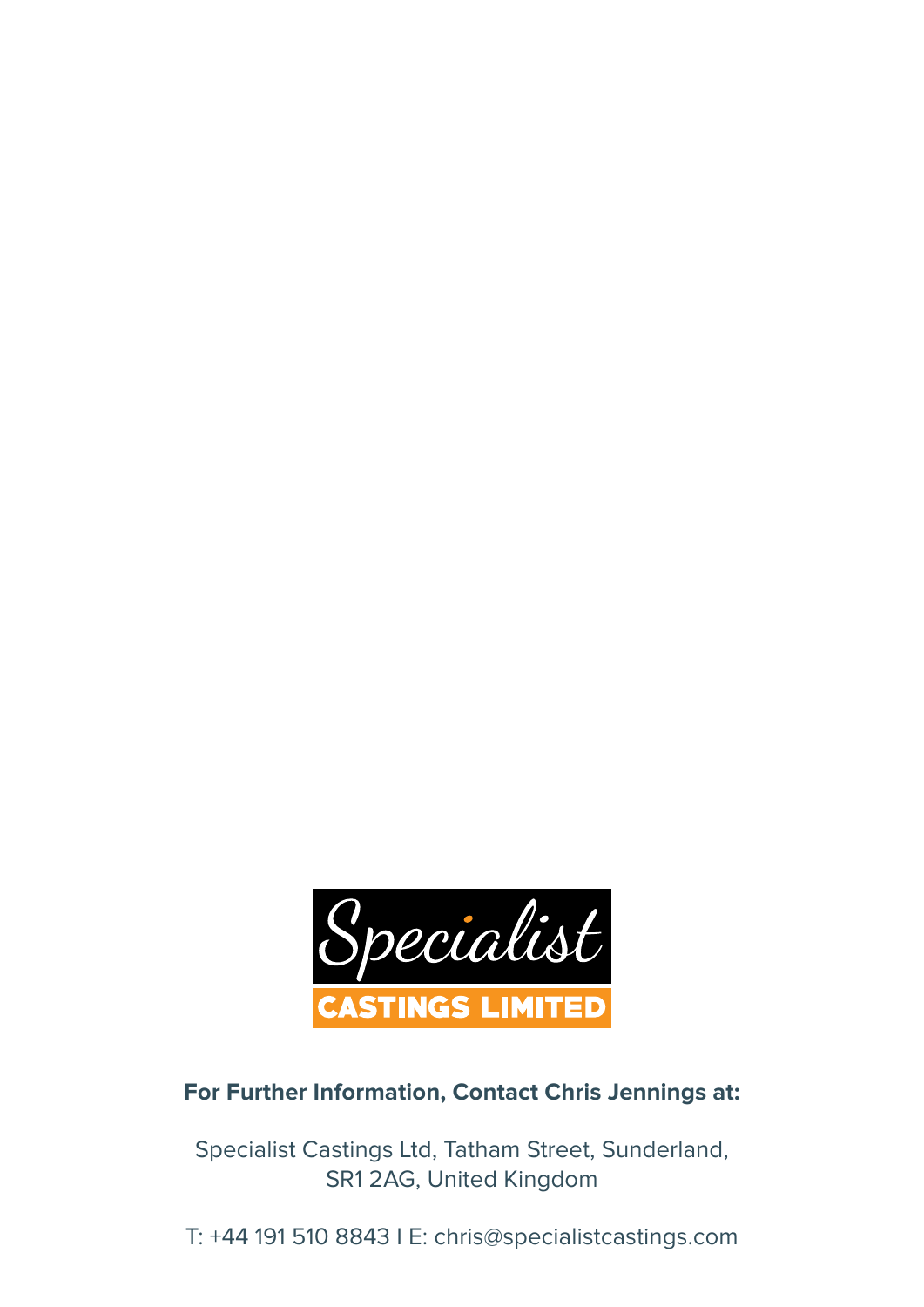Specialist

CASTINGS LIMITED

**For Further Information, Contact Chris Jennings at:**

Specialist Castings Ltd, Tatham Street, Sunderland,
SR1 2AG, United Kingdom

T: +44 191 510 8843 I E: chris@specialistcastings.com